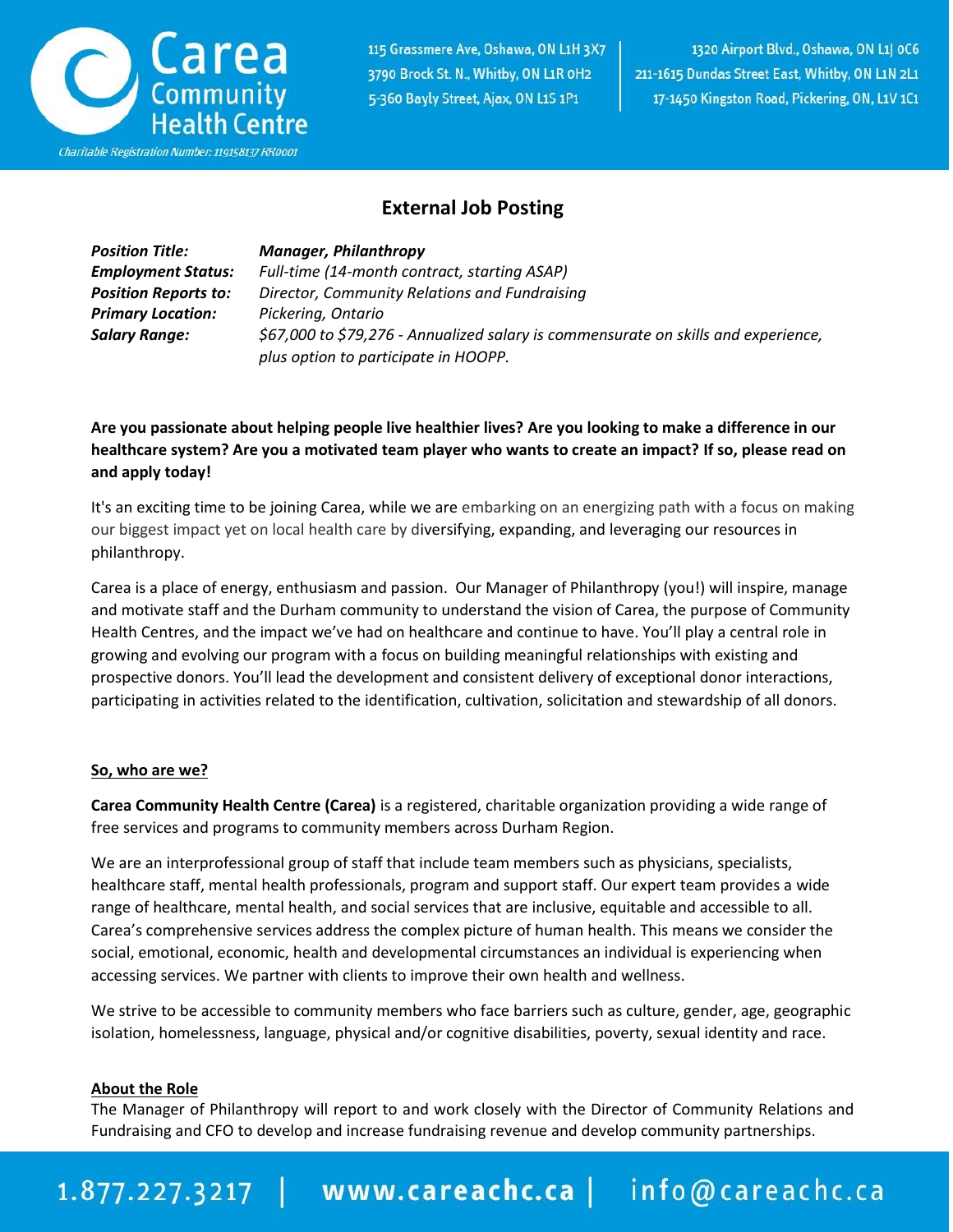**Carea Community Health Centre**

*Charitable Registration Number: 119158137 RR0001*

115 Grassmere Ave, Oshawa, ON L1H 3X7
3790 Brock St. N., Whitby, ON L1R 0H2
5-360 Bayly Street, Ajax, ON L1S 1P1

1320 Airport Blvd., Oshawa, ON L1J 0C6
211-1615 Dundas Street East, Whitby, ON L1N 2L1
17-1450 Kingston Road, Pickering, ON, L1V 1C1

## External Job Posting

| | |
|---|---|
| ***Position Title:*** | ***Manager, Philanthropy*** |
| ***Employment Status:*** | *Full-time (14-month contract, starting ASAP)* |
| ***Position Reports to:*** | *Director, Community Relations and Fundraising* |
| ***Primary Location:*** | *Pickering, Ontario* |
| ***Salary Range:*** | *$67,000 to $79,276 - Annualized salary is commensurate on skills and experience, plus option to participate in HOOPP.* |

**Are you passionate about helping people live healthier lives? Are you looking to make a difference in our healthcare system? Are you a motivated team player who wants to create an impact? If so, please read on and apply today!**

It's an exciting time to be joining Carea, while we are embarking on an energizing path with a focus on making our biggest impact yet on local health care by diversifying, expanding, and leveraging our resources in philanthropy.

Carea is a place of energy, enthusiasm and passion. Our Manager of Philanthropy (you!) will inspire, manage and motivate staff and the Durham community to understand the vision of Carea, the purpose of Community Health Centres, and the impact we've had on healthcare and continue to have. You'll play a central role in growing and evolving our program with a focus on building meaningful relationships with existing and prospective donors. You'll lead the development and consistent delivery of exceptional donor interactions, participating in activities related to the identification, cultivation, solicitation and stewardship of all donors.

### So, who are we?

**Carea Community Health Centre (Carea)** is a registered, charitable organization providing a wide range of free services and programs to community members across Durham Region.

We are an interprofessional group of staff that include team members such as physicians, specialists, healthcare staff, mental health professionals, program and support staff. Our expert team provides a wide range of healthcare, mental health, and social services that are inclusive, equitable and accessible to all. Carea's comprehensive services address the complex picture of human health. This means we consider the social, emotional, economic, health and developmental circumstances an individual is experiencing when accessing services. We partner with clients to improve their own health and wellness.

We strive to be accessible to community members who face barriers such as culture, gender, age, geographic isolation, homelessness, language, physical and/or cognitive disabilities, poverty, sexual identity and race.

### About the Role

The Manager of Philanthropy will report to and work closely with the Director of Community Relations and Fundraising and CFO to develop and increase fundraising revenue and develop community partnerships.

1.877.227.3217 | www.careachc.ca | info@careachc.ca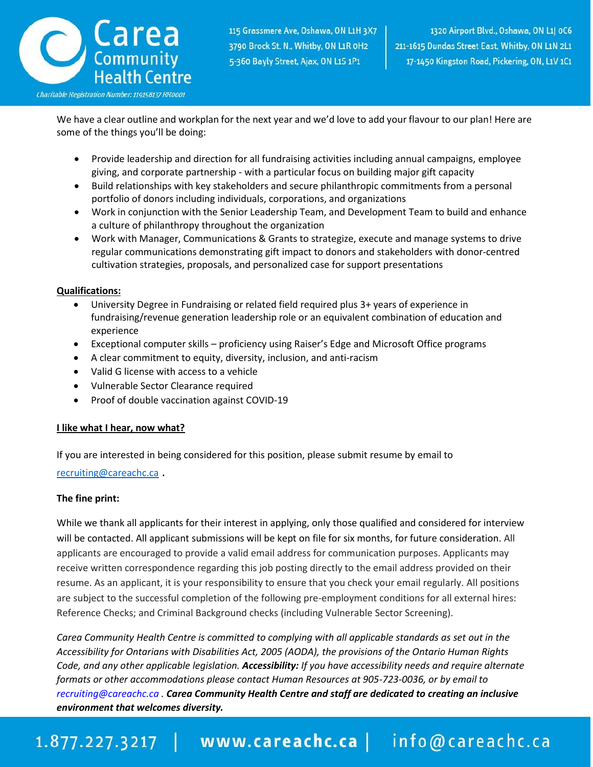We have a clear outline and workplan for the next year and we'd love to add your flavour to our plan! Here are some of the things you'll be doing:

- Provide leadership and direction for all fundraising activities including annual campaigns, employee giving, and corporate partnership - with a particular focus on building major gift capacity
- Build relationships with key stakeholders and secure philanthropic commitments from a personal portfolio of donors including individuals, corporations, and organizations
- Work in conjunction with the Senior Leadership Team, and Development Team to build and enhance a culture of philanthropy throughout the organization
- Work with Manager, Communications & Grants to strategize, execute and manage systems to drive regular communications demonstrating gift impact to donors and stakeholders with donor-centred cultivation strategies, proposals, and personalized case for support presentations

**Qualifications:**

- University Degree in Fundraising or related field required plus 3+ years of experience in fundraising/revenue generation leadership role or an equivalent combination of education and experience
- Exceptional computer skills – proficiency using Raiser's Edge and Microsoft Office programs
- A clear commitment to equity, diversity, inclusion, and anti-racism
- Valid G license with access to a vehicle
- Vulnerable Sector Clearance required
- Proof of double vaccination against COVID-19

**I like what I hear, now what?**

If you are interested in being considered for this position, please submit resume by email to recruiting@careachc.ca .

**The fine print:**

While we thank all applicants for their interest in applying, only those qualified and considered for interview will be contacted. All applicant submissions will be kept on file for six months, for future consideration. All applicants are encouraged to provide a valid email address for communication purposes. Applicants may receive written correspondence regarding this job posting directly to the email address provided on their resume. As an applicant, it is your responsibility to ensure that you check your email regularly. All positions are subject to the successful completion of the following pre-employment conditions for all external hires: Reference Checks; and Criminal Background checks (including Vulnerable Sector Screening).

*Carea Community Health Centre is committed to complying with all applicable standards as set out in the Accessibility for Ontarians with Disabilities Act, 2005 (AODA), the provisions of the Ontario Human Rights Code, and any other applicable legislation.* ***Accessibility:*** *If you have accessibility needs and require alternate formats or other accommodations please contact Human Resources at 905-723-0036, or by email to recruiting@careachc.ca .* ***Carea Community Health Centre and staff are dedicated to creating an inclusive environment that welcomes diversity.***